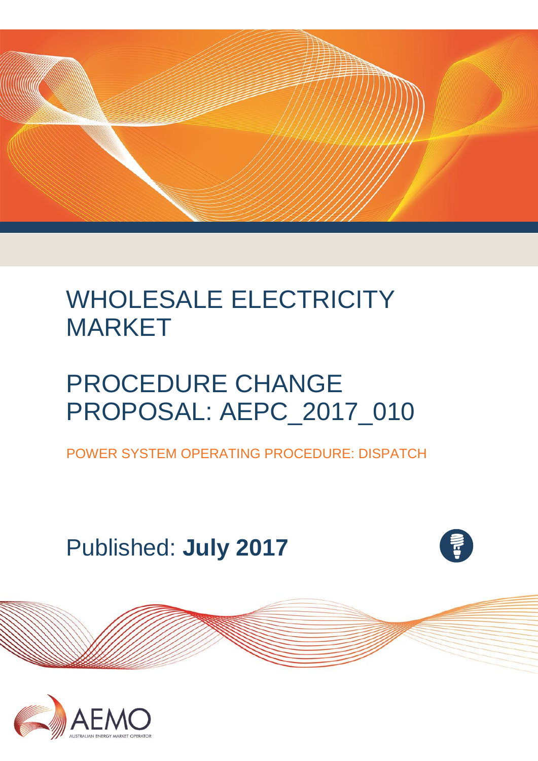# WHOLESALE ELECTRICITY MARKET

# PROCEDURE CHANGE PROPOSAL: AEPC_2017_010

## POWER SYSTEM OPERATING PROCEDURE: DISPATCH

Published: **July 2017**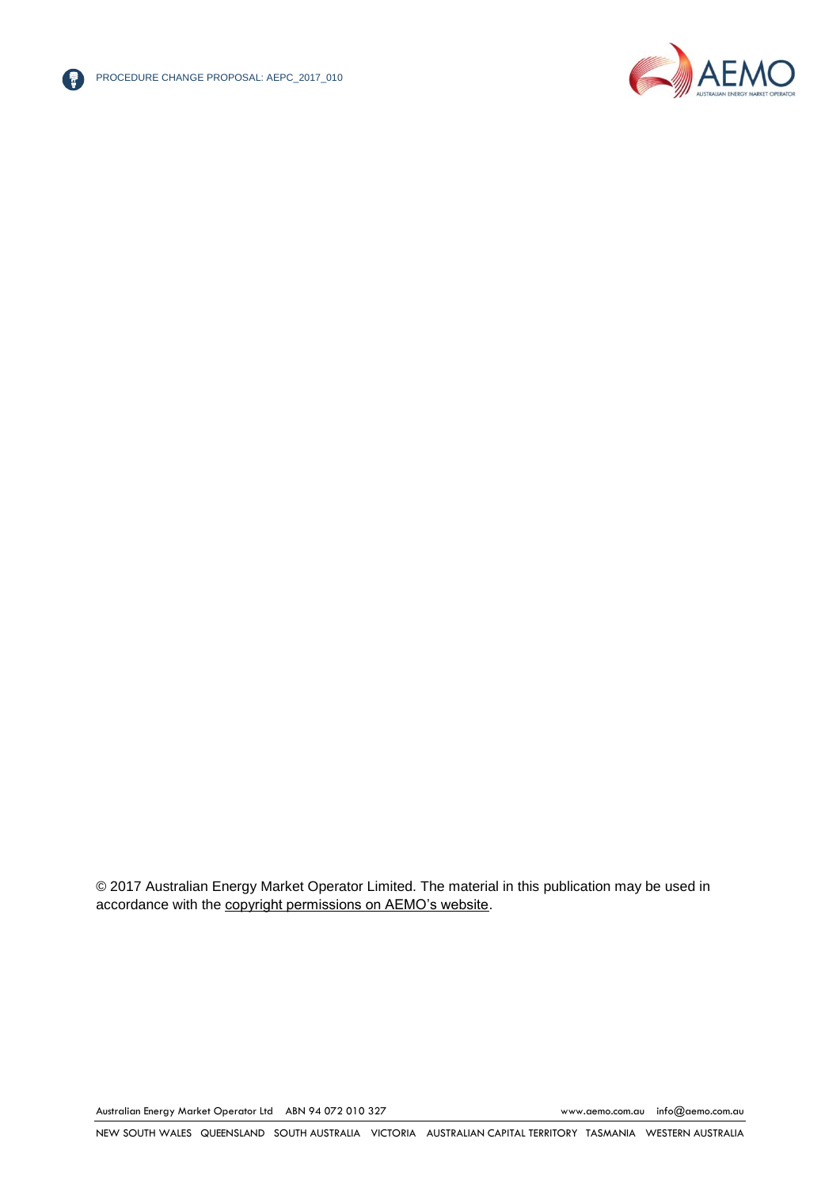© 2017 Australian Energy Market Operator Limited. The material in this publication may be used in accordance with the copyright permissions on AEMO's website.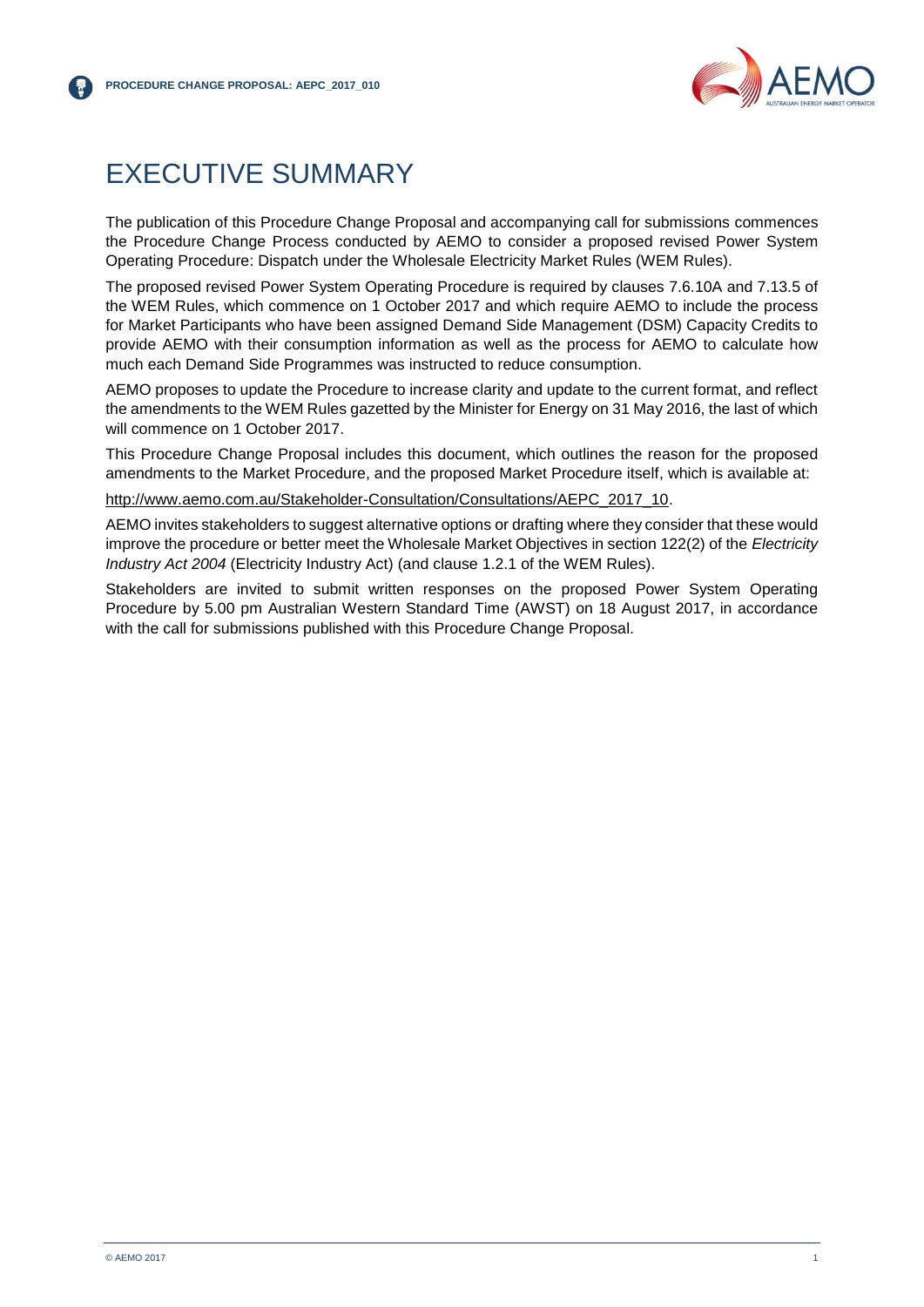# EXECUTIVE SUMMARY

The publication of this Procedure Change Proposal and accompanying call for submissions commences the Procedure Change Process conducted by AEMO to consider a proposed revised Power System Operating Procedure: Dispatch under the Wholesale Electricity Market Rules (WEM Rules).

The proposed revised Power System Operating Procedure is required by clauses 7.6.10A and 7.13.5 of the WEM Rules, which commence on 1 October 2017 and which require AEMO to include the process for Market Participants who have been assigned Demand Side Management (DSM) Capacity Credits to provide AEMO with their consumption information as well as the process for AEMO to calculate how much each Demand Side Programmes was instructed to reduce consumption.

AEMO proposes to update the Procedure to increase clarity and update to the current format, and reflect the amendments to the WEM Rules gazetted by the Minister for Energy on 31 May 2016, the last of which will commence on 1 October 2017.

This Procedure Change Proposal includes this document, which outlines the reason for the proposed amendments to the Market Procedure, and the proposed Market Procedure itself, which is available at:

http://www.aemo.com.au/Stakeholder-Consultation/Consultations/AEPC_2017_10.

AEMO invites stakeholders to suggest alternative options or drafting where they consider that these would improve the procedure or better meet the Wholesale Market Objectives in section 122(2) of the *Electricity Industry Act 2004* (Electricity Industry Act) (and clause 1.2.1 of the WEM Rules).

Stakeholders are invited to submit written responses on the proposed Power System Operating Procedure by 5.00 pm Australian Western Standard Time (AWST) on 18 August 2017, in accordance with the call for submissions published with this Procedure Change Proposal.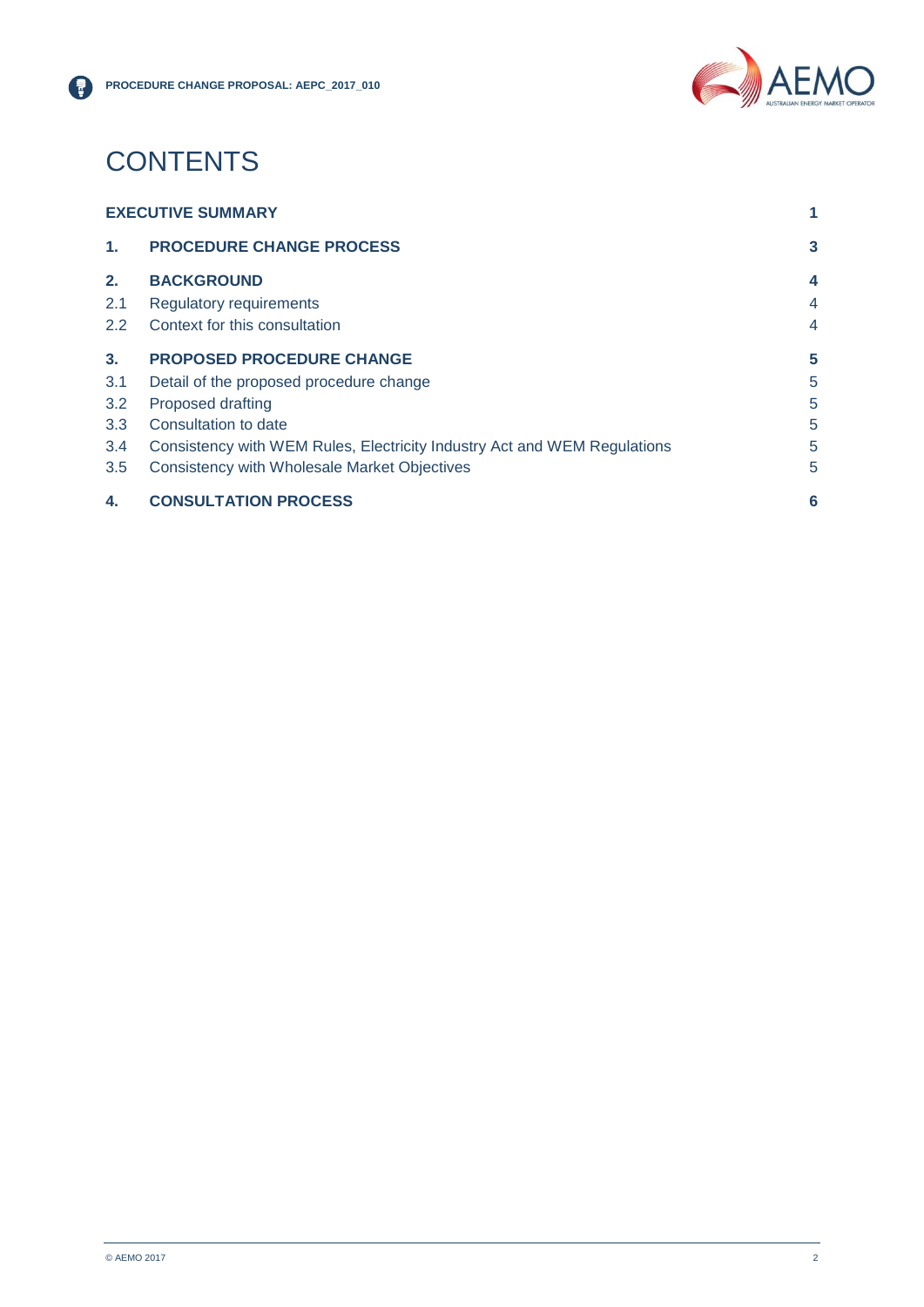# CONTENTS

| | | |
|---|---|---|
| **EXECUTIVE SUMMARY** | | **1** |
| **1.** | **PROCEDURE CHANGE PROCESS** | **3** |
| **2.** | **BACKGROUND** | **4** |
| 2.1 | Regulatory requirements | 4 |
| 2.2 | Context for this consultation | 4 |
| **3.** | **PROPOSED PROCEDURE CHANGE** | **5** |
| 3.1 | Detail of the proposed procedure change | 5 |
| 3.2 | Proposed drafting | 5 |
| 3.3 | Consultation to date | 5 |
| 3.4 | Consistency with WEM Rules, Electricity Industry Act and WEM Regulations | 5 |
| 3.5 | Consistency with Wholesale Market Objectives | 5 |
| **4.** | **CONSULTATION PROCESS** | **6** |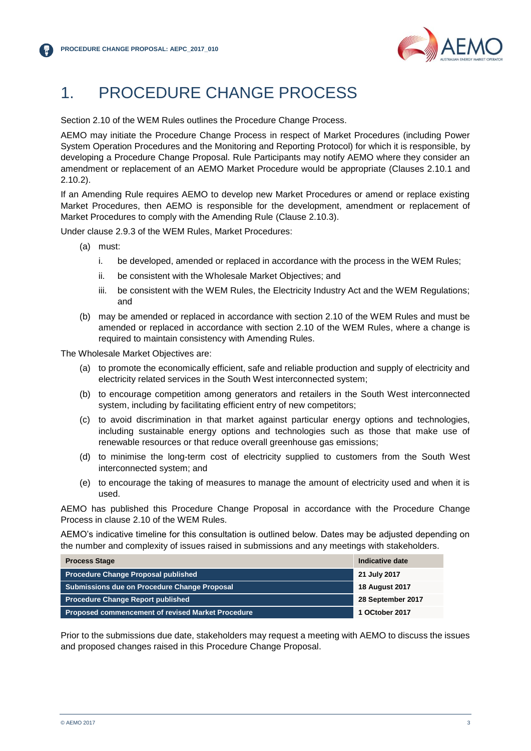# 1. PROCEDURE CHANGE PROCESS

Section 2.10 of the WEM Rules outlines the Procedure Change Process.

AEMO may initiate the Procedure Change Process in respect of Market Procedures (including Power System Operation Procedures and the Monitoring and Reporting Protocol) for which it is responsible, by developing a Procedure Change Proposal. Rule Participants may notify AEMO where they consider an amendment or replacement of an AEMO Market Procedure would be appropriate (Clauses 2.10.1 and 2.10.2).

If an Amending Rule requires AEMO to develop new Market Procedures or amend or replace existing Market Procedures, then AEMO is responsible for the development, amendment or replacement of Market Procedures to comply with the Amending Rule (Clause 2.10.3).

Under clause 2.9.3 of the WEM Rules, Market Procedures:

(a) must:

  i. be developed, amended or replaced in accordance with the process in the WEM Rules;

  ii. be consistent with the Wholesale Market Objectives; and

  iii. be consistent with the WEM Rules, the Electricity Industry Act and the WEM Regulations; and

(b) may be amended or replaced in accordance with section 2.10 of the WEM Rules and must be amended or replaced in accordance with section 2.10 of the WEM Rules, where a change is required to maintain consistency with Amending Rules.

The Wholesale Market Objectives are:

(a) to promote the economically efficient, safe and reliable production and supply of electricity and electricity related services in the South West interconnected system;

(b) to encourage competition among generators and retailers in the South West interconnected system, including by facilitating efficient entry of new competitors;

(c) to avoid discrimination in that market against particular energy options and technologies, including sustainable energy options and technologies such as those that make use of renewable resources or that reduce overall greenhouse gas emissions;

(d) to minimise the long-term cost of electricity supplied to customers from the South West interconnected system; and

(e) to encourage the taking of measures to manage the amount of electricity used and when it is used.

AEMO has published this Procedure Change Proposal in accordance with the Procedure Change Process in clause 2.10 of the WEM Rules.

AEMO's indicative timeline for this consultation is outlined below. Dates may be adjusted depending on the number and complexity of issues raised in submissions and any meetings with stakeholders.

| Process Stage | Indicative date |
|---|---|
| Procedure Change Proposal published | 21 July 2017 |
| Submissions due on Procedure Change Proposal | 18 August 2017 |
| Procedure Change Report published | 28 September 2017 |
| Proposed commencement of revised Market Procedure | 1 OCtober 2017 |

Prior to the submissions due date, stakeholders may request a meeting with AEMO to discuss the issues and proposed changes raised in this Procedure Change Proposal.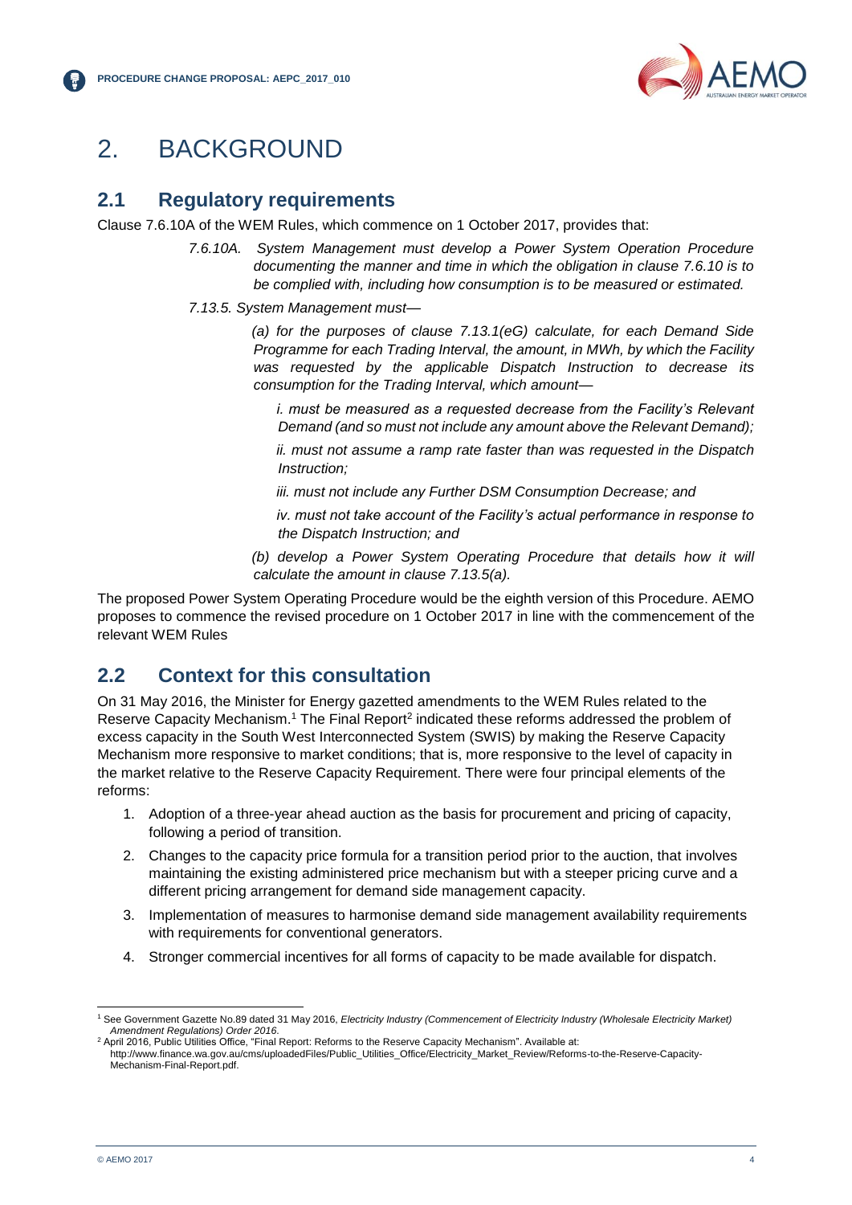# 2. BACKGROUND

## 2.1 Regulatory requirements

Clause 7.6.10A of the WEM Rules, which commence on 1 October 2017, provides that:

> *7.6.10A. System Management must develop a Power System Operation Procedure documenting the manner and time in which the obligation in clause 7.6.10 is to be complied with, including how consumption is to be measured or estimated.*
>
> *7.13.5. System Management must—*
>
> *(a) for the purposes of clause 7.13.1(eG) calculate, for each Demand Side Programme for each Trading Interval, the amount, in MWh, by which the Facility was requested by the applicable Dispatch Instruction to decrease its consumption for the Trading Interval, which amount—*
>
> *i. must be measured as a requested decrease from the Facility's Relevant Demand (and so must not include any amount above the Relevant Demand);*
>
> *ii. must not assume a ramp rate faster than was requested in the Dispatch Instruction;*
>
> *iii. must not include any Further DSM Consumption Decrease; and*
>
> *iv. must not take account of the Facility's actual performance in response to the Dispatch Instruction; and*
>
> *(b) develop a Power System Operating Procedure that details how it will calculate the amount in clause 7.13.5(a).*

The proposed Power System Operating Procedure would be the eighth version of this Procedure. AEMO proposes to commence the revised procedure on 1 October 2017 in line with the commencement of the relevant WEM Rules

## 2.2 Context for this consultation

On 31 May 2016, the Minister for Energy gazetted amendments to the WEM Rules related to the Reserve Capacity Mechanism.[1] The Final Report[2] indicated these reforms addressed the problem of excess capacity in the South West Interconnected System (SWIS) by making the Reserve Capacity Mechanism more responsive to market conditions; that is, more responsive to the level of capacity in the market relative to the Reserve Capacity Requirement. There were four principal elements of the reforms:

1. Adoption of a three-year ahead auction as the basis for procurement and pricing of capacity, following a period of transition.
2. Changes to the capacity price formula for a transition period prior to the auction, that involves maintaining the existing administered price mechanism but with a steeper pricing curve and a different pricing arrangement for demand side management capacity.
3. Implementation of measures to harmonise demand side management availability requirements with requirements for conventional generators.
4. Stronger commercial incentives for all forms of capacity to be made available for dispatch.

---

[1] See Government Gazette No.89 dated 31 May 2016, *Electricity Industry (Commencement of Electricity Industry (Wholesale Electricity Market) Amendment Regulations) Order 2016*.

[2] April 2016, Public Utilities Office, "Final Report: Reforms to the Reserve Capacity Mechanism". Available at: http://www.finance.wa.gov.au/cms/uploadedFiles/Public_Utilities_Office/Electricity_Market_Review/Reforms-to-the-Reserve-Capacity-Mechanism-Final-Report.pdf.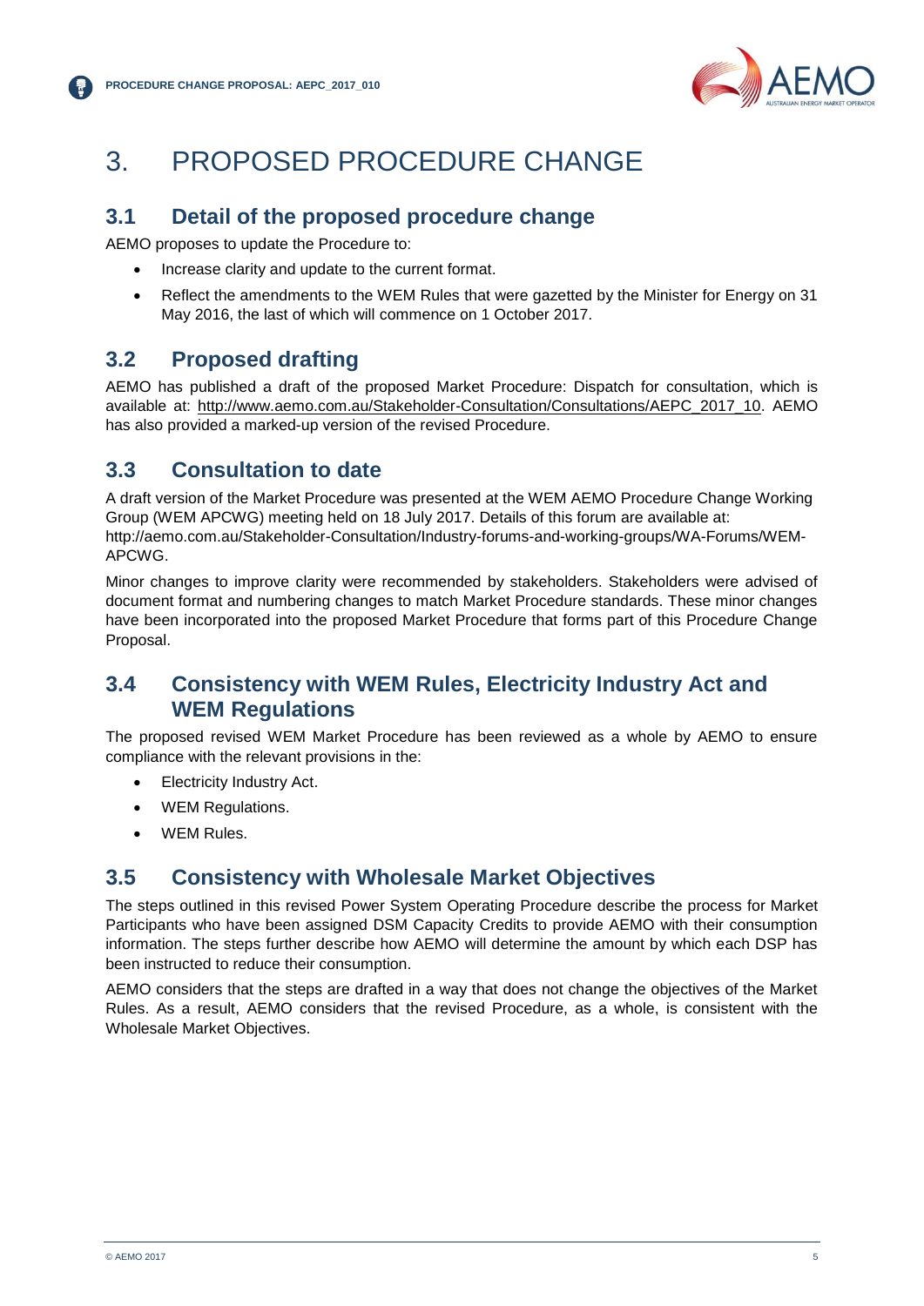# 3. PROPOSED PROCEDURE CHANGE

## 3.1 Detail of the proposed procedure change

AEMO proposes to update the Procedure to:

- Increase clarity and update to the current format.
- Reflect the amendments to the WEM Rules that were gazetted by the Minister for Energy on 31 May 2016, the last of which will commence on 1 October 2017.

## 3.2 Proposed drafting

AEMO has published a draft of the proposed Market Procedure: Dispatch for consultation, which is available at: http://www.aemo.com.au/Stakeholder-Consultation/Consultations/AEPC_2017_10. AEMO has also provided a marked-up version of the revised Procedure.

## 3.3 Consultation to date

A draft version of the Market Procedure was presented at the WEM AEMO Procedure Change Working Group (WEM APCWG) meeting held on 18 July 2017. Details of this forum are available at: http://aemo.com.au/Stakeholder-Consultation/Industry-forums-and-working-groups/WA-Forums/WEM-APCWG.

Minor changes to improve clarity were recommended by stakeholders. Stakeholders were advised of document format and numbering changes to match Market Procedure standards. These minor changes have been incorporated into the proposed Market Procedure that forms part of this Procedure Change Proposal.

## 3.4 Consistency with WEM Rules, Electricity Industry Act and WEM Regulations

The proposed revised WEM Market Procedure has been reviewed as a whole by AEMO to ensure compliance with the relevant provisions in the:

- Electricity Industry Act.
- WEM Regulations.
- WEM Rules.

## 3.5 Consistency with Wholesale Market Objectives

The steps outlined in this revised Power System Operating Procedure describe the process for Market Participants who have been assigned DSM Capacity Credits to provide AEMO with their consumption information. The steps further describe how AEMO will determine the amount by which each DSP has been instructed to reduce their consumption.

AEMO considers that the steps are drafted in a way that does not change the objectives of the Market Rules. As a result, AEMO considers that the revised Procedure, as a whole, is consistent with the Wholesale Market Objectives.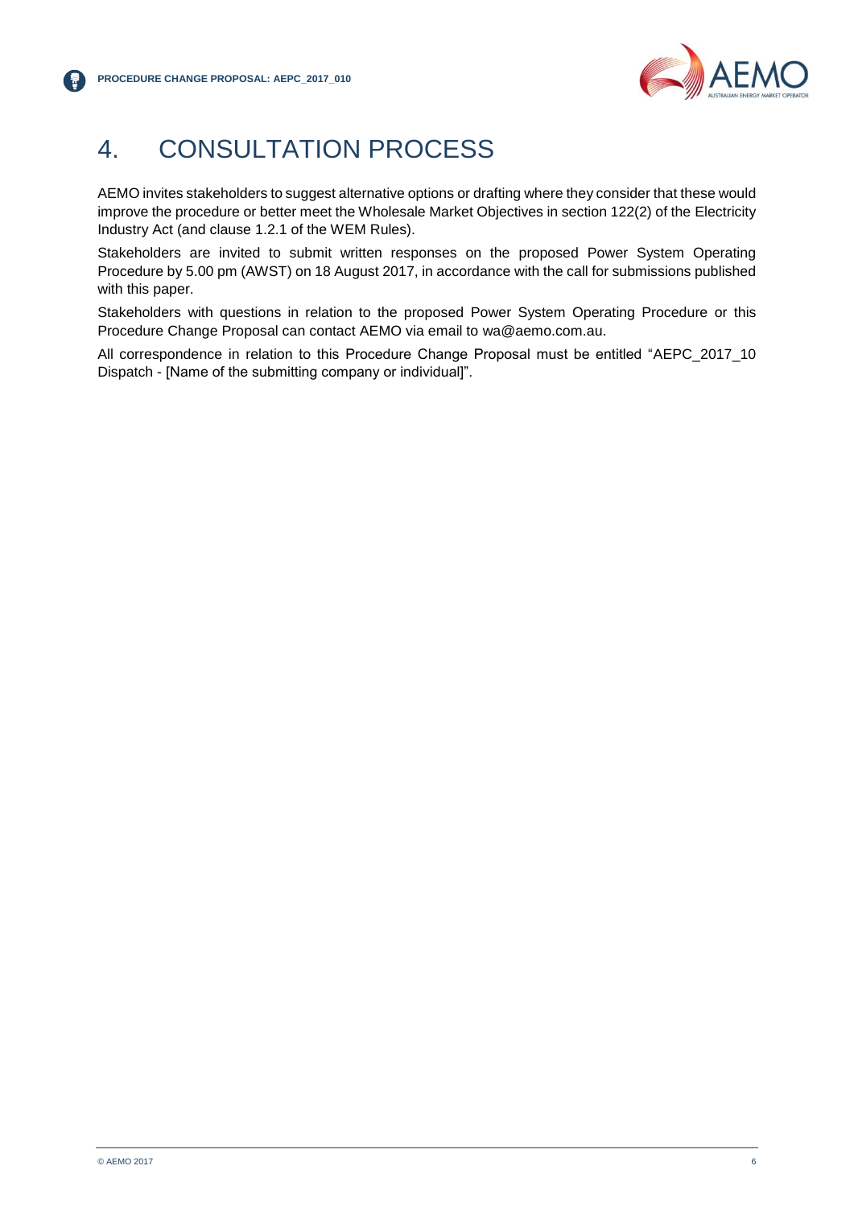# 4. CONSULTATION PROCESS

AEMO invites stakeholders to suggest alternative options or drafting where they consider that these would improve the procedure or better meet the Wholesale Market Objectives in section 122(2) of the Electricity Industry Act (and clause 1.2.1 of the WEM Rules).

Stakeholders are invited to submit written responses on the proposed Power System Operating Procedure by 5.00 pm (AWST) on 18 August 2017, in accordance with the call for submissions published with this paper.

Stakeholders with questions in relation to the proposed Power System Operating Procedure or this Procedure Change Proposal can contact AEMO via email to wa@aemo.com.au.

All correspondence in relation to this Procedure Change Proposal must be entitled "AEPC_2017_10 Dispatch - [Name of the submitting company or individual]".